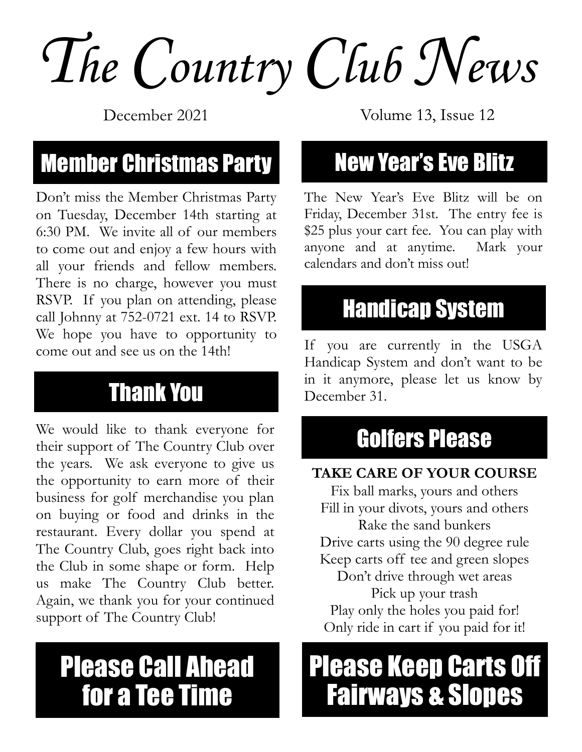# The Country Club News

December 2021

Volume 13, Issue 12

## Member Christmas Party

Don't miss the Member Christmas Party on Tuesday, December 14th starting at 6:30 PM. We invite all of our members to come out and enjoy a few hours with all your friends and fellow members. There is no charge, however you must RSVP. If you plan on attending, please call Johnny at 752-0721 ext. 14 to RSVP. We hope you have to opportunity to come out and see us on the 14th!

## Thank You

We would like to thank everyone for their support of The Country Club over the years. We ask everyone to give us the opportunity to earn more of their business for golf merchandise you plan on buying or food and drinks in the restaurant. Every dollar you spend at The Country Club, goes right back into the Club in some shape or form. Help us make The Country Club better. Again, we thank you for your continued support of The Country Club!

## Please Call Ahead for a Tee Time

## New Year's Eve Blitz

The New Year's Eve Blitz will be on Friday, December 31st. The entry fee is $25 plus your cart fee. You can play with anyone and at anytime. Mark your calendars and don't miss out!

## Handicap System

If you are currently in the USGA Handicap System and don't want to be in it anymore, please let us know by December 31.

## Golfers Please

**TAKE CARE OF YOUR COURSE**

Fix ball marks, yours and others
Fill in your divots, yours and others
Rake the sand bunkers
Drive carts using the 90 degree rule
Keep carts off tee and green slopes
Don't drive through wet areas
Pick up your trash
Play only the holes you paid for!
Only ride in cart if you paid for it!

## Please Keep Carts Off Fairways & Slopes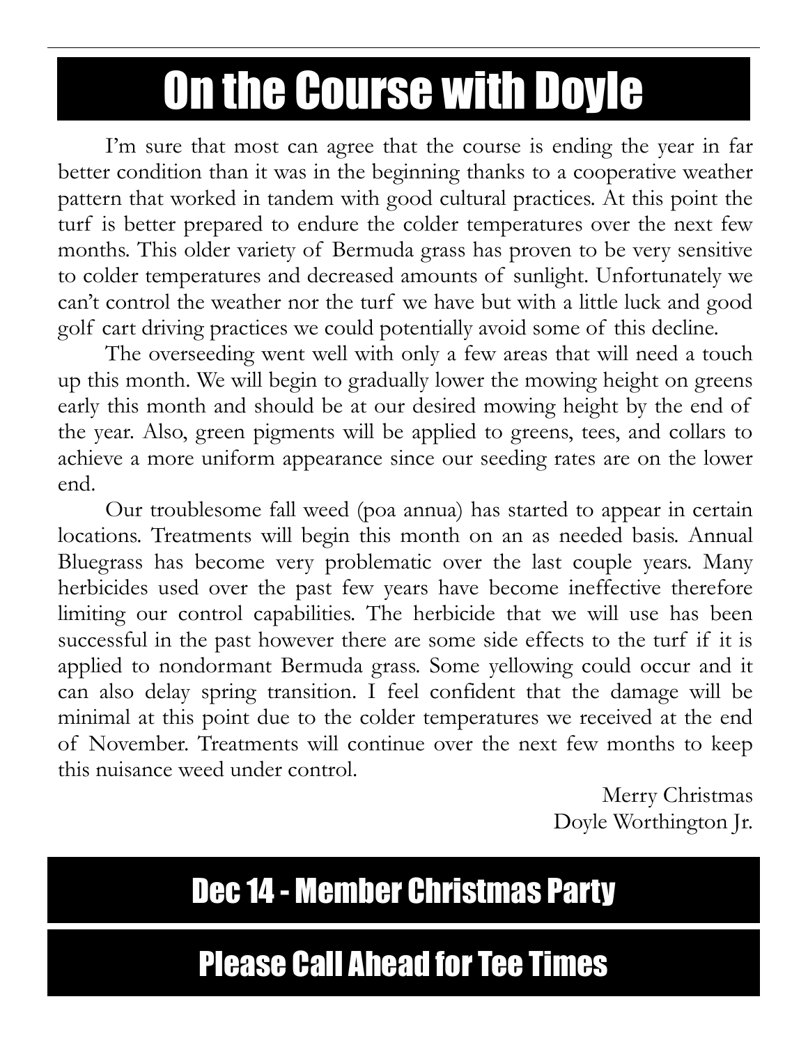# On the Course with Doyle

I'm sure that most can agree that the course is ending the year in far better condition than it was in the beginning thanks to a cooperative weather pattern that worked in tandem with good cultural practices. At this point the turf is better prepared to endure the colder temperatures over the next few months. This older variety of Bermuda grass has proven to be very sensitive to colder temperatures and decreased amounts of sunlight. Unfortunately we can't control the weather nor the turf we have but with a little luck and good golf cart driving practices we could potentially avoid some of this decline.

The overseeding went well with only a few areas that will need a touch up this month. We will begin to gradually lower the mowing height on greens early this month and should be at our desired mowing height by the end of the year. Also, green pigments will be applied to greens, tees, and collars to achieve a more uniform appearance since our seeding rates are on the lower end.

Our troublesome fall weed (poa annua) has started to appear in certain locations. Treatments will begin this month on an as needed basis. Annual Bluegrass has become very problematic over the last couple years. Many herbicides used over the past few years have become ineffective therefore limiting our control capabilities. The herbicide that we will use has been successful in the past however there are some side effects to the turf if it is applied to nondormant Bermuda grass. Some yellowing could occur and it can also delay spring transition. I feel confident that the damage will be minimal at this point due to the colder temperatures we received at the end of November. Treatments will continue over the next few months to keep this nuisance weed under control.

Merry Christmas
Doyle Worthington Jr.

## Dec 14 - Member Christmas Party

## Please Call Ahead for Tee Times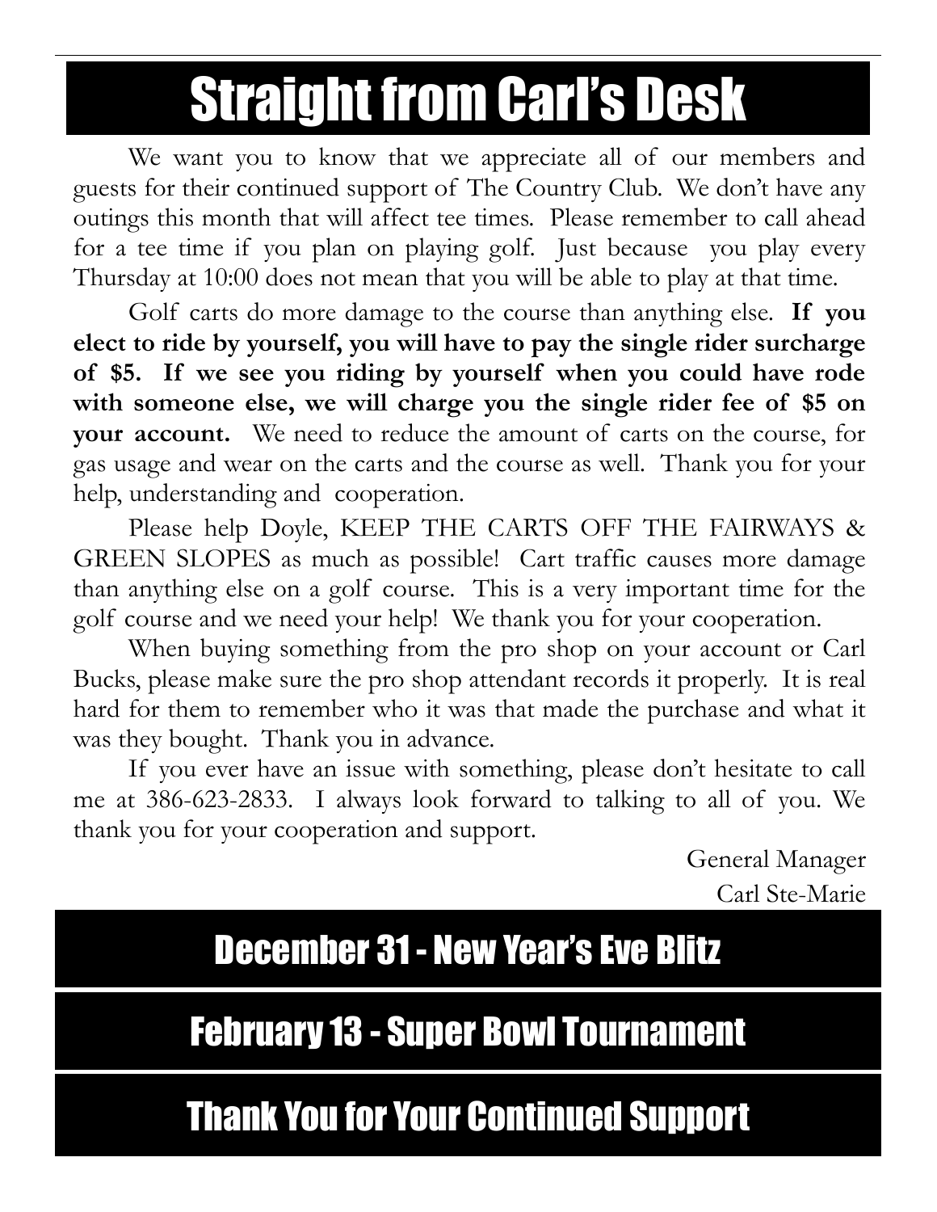# Straight from Carl's Desk

We want you to know that we appreciate all of our members and guests for their continued support of The Country Club. We don't have any outings this month that will affect tee times. Please remember to call ahead for a tee time if you plan on playing golf. Just because you play every Thursday at 10:00 does not mean that you will be able to play at that time.

Golf carts do more damage to the course than anything else. **If you elect to ride by yourself, you will have to pay the single rider surcharge of $5. If we see you riding by yourself when you could have rode with someone else, we will charge you the single rider fee of $5 on your account.** We need to reduce the amount of carts on the course, for gas usage and wear on the carts and the course as well. Thank you for your help, understanding and cooperation.

Please help Doyle, KEEP THE CARTS OFF THE FAIRWAYS & GREEN SLOPES as much as possible! Cart traffic causes more damage than anything else on a golf course. This is a very important time for the golf course and we need your help! We thank you for your cooperation.

When buying something from the pro shop on your account or Carl Bucks, please make sure the pro shop attendant records it properly. It is real hard for them to remember who it was that made the purchase and what it was they bought. Thank you in advance.

If you ever have an issue with something, please don't hesitate to call me at 386-623-2833. I always look forward to talking to all of you. We thank you for your cooperation and support.

General Manager
Carl Ste-Marie

## December 31 - New Year's Eve Blitz

## February 13 - Super Bowl Tournament

## Thank You for Your Continued Support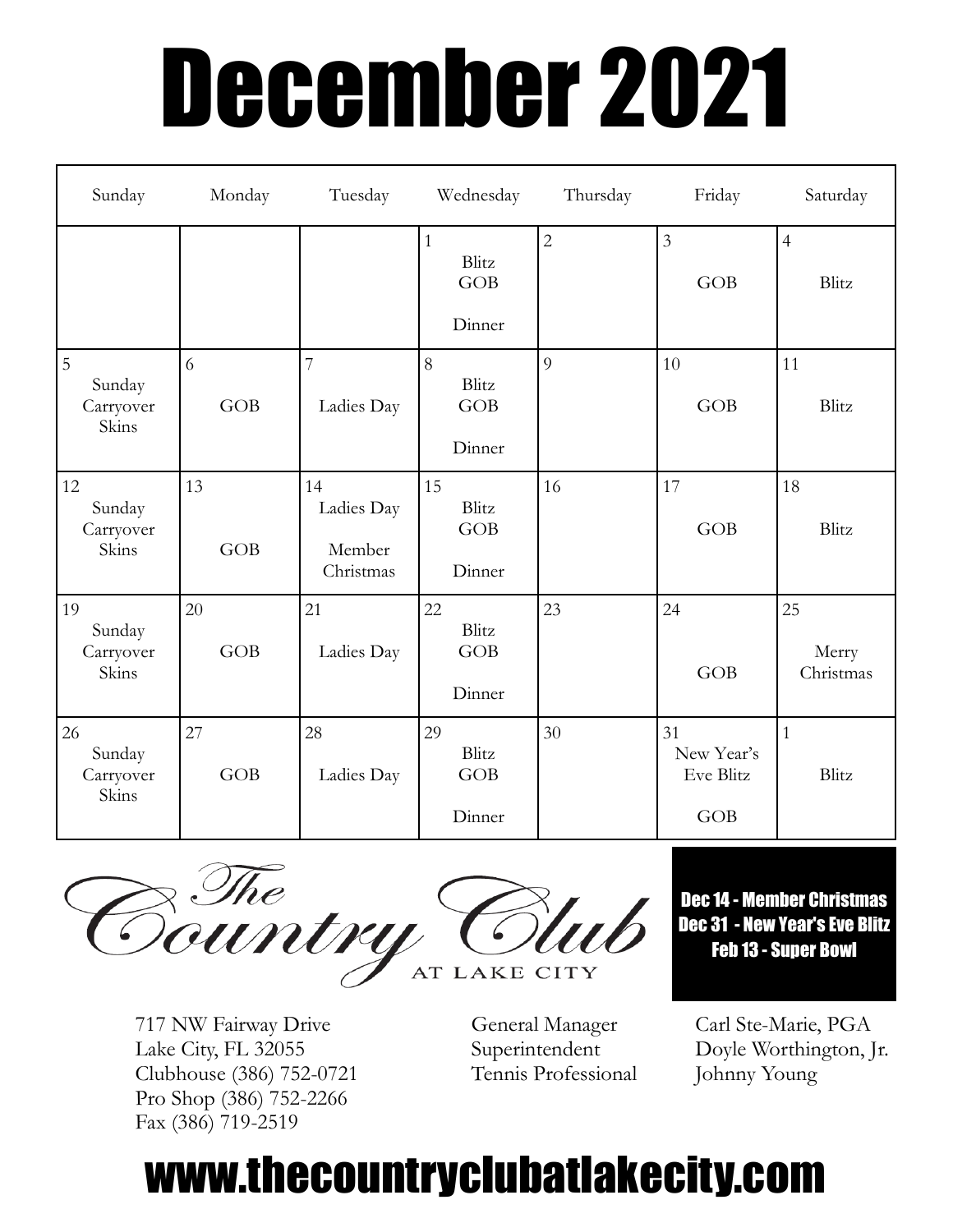# December 2021

| Sunday | Monday | Tuesday | Wednesday | Thursday | Friday | Saturday |
|---|---|---|---|---|---|---|
| | | | 1 Blitz GOB Dinner | 2 | 3 GOB | 4 Blitz |
| 5 Sunday Carryover Skins | 6 GOB | 7 Ladies Day | 8 Blitz GOB Dinner | 9 | 10 GOB | 11 Blitz |
| 12 Sunday Carryover Skins | 13 GOB | 14 Ladies Day Member Christmas | 15 Blitz GOB Dinner | 16 | 17 GOB | 18 Blitz |
| 19 Sunday Carryover Skins | 20 GOB | 21 Ladies Day | 22 Blitz GOB Dinner | 23 | 24 GOB | 25 Merry Christmas |
| 26 Sunday Carryover Skins | 27 GOB | 28 Ladies Day | 29 Blitz GOB Dinner | 30 | 31 New Year's Eve Blitz GOB | 1 Blitz |

The Country Club AT LAKE CITY

**Dec 14 - Member Christmas**
**Dec 31 - New Year's Eve Blitz**
**Feb 13 - Super Bowl**

717 NW Fairway Drive
Lake City, FL 32055
Clubhouse (386) 752-0721
Pro Shop (386) 752-2266
Fax (386) 719-2519

General Manager — Carl Ste-Marie, PGA
Superintendent — Doyle Worthington, Jr.
Tennis Professional — Johnny Young

## www.thecountryclubatlakecity.com